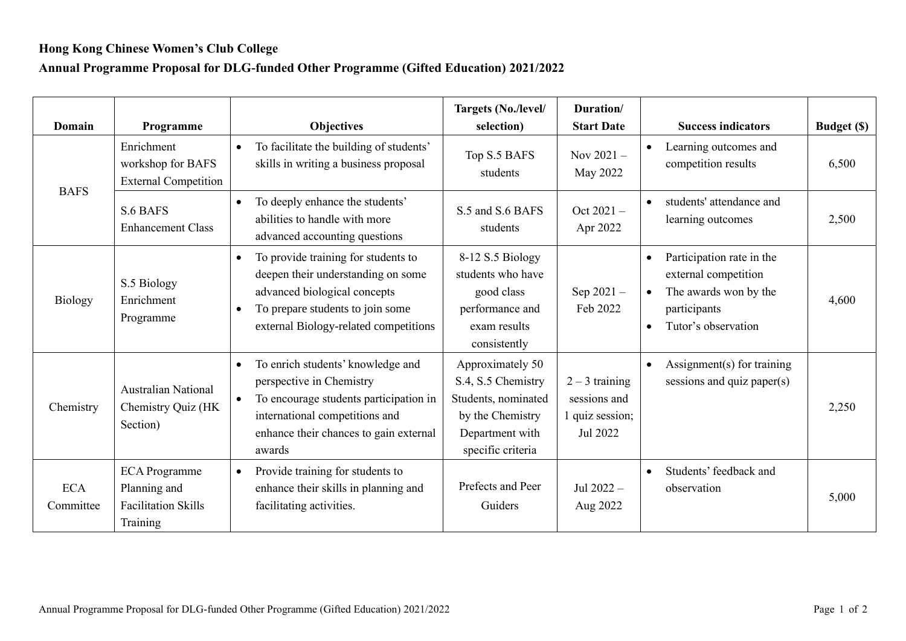**Hong Kong Chinese Women's Club College**

**Annual Programme Proposal for DLG-funded Other Programme (Gifted Education) 2021/2022**

| Domain | Programme | Objectives | Targets (No./level/ selection) | Duration/ Start Date | Success indicators | Budget ($) |
|---|---|---|---|---|---|---|
| BAFS | Enrichment workshop for BAFS External Competition | • To facilitate the building of students' skills in writing a business proposal | Top S.5 BAFS students | Nov 2021 – May 2022 | • Learning outcomes and competition results | 6,500 |
| | S.6 BAFS Enhancement Class | • To deeply enhance the students' abilities to handle with more advanced accounting questions | S.5 and S.6 BAFS students | Oct 2021 – Apr 2022 | • students' attendance and learning outcomes | 2,500 |
| Biology | S.5 Biology Enrichment Programme | • To provide training for students to deepen their understanding on some advanced biological concepts<br>• To prepare students to join some external Biology-related competitions | 8-12 S.5 Biology students who have good class performance and exam results consistently | Sep 2021 – Feb 2022 | • Participation rate in the external competition<br>• The awards won by the participants<br>• Tutor's observation | 4,600 |
| Chemistry | Australian National Chemistry Quiz (HK Section) | • To enrich students' knowledge and perspective in Chemistry<br>• To encourage students participation in international competitions and enhance their chances to gain external awards | Approximately 50 S.4, S.5 Chemistry Students, nominated by the Chemistry Department with specific criteria | 2 – 3 training sessions and 1 quiz session; Jul 2022 | • Assignment(s) for training sessions and quiz paper(s) | 2,250 |
| ECA Committee | ECA Programme Planning and Facilitation Skills Training | • Provide training for students to enhance their skills in planning and facilitating activities. | Prefects and Peer Guiders | Jul 2022 – Aug 2022 | • Students' feedback and observation | 5,000 |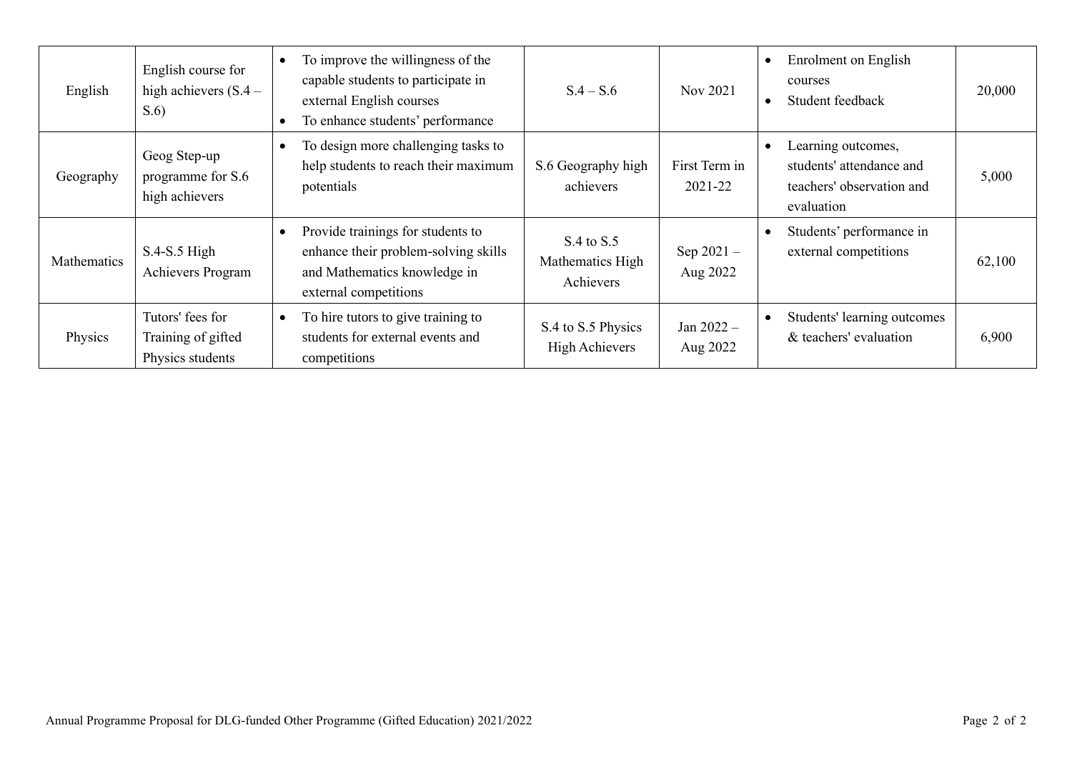| | | | | | | |
|---|---|---|---|---|---|---|
| English | English course for high achievers (S.4 – S.6) | • To improve the willingness of the capable students to participate in external English courses<br>• To enhance students' performance | S.4 – S.6 | Nov 2021 | • Enrolment on English courses<br>• Student feedback | 20,000 |
| Geography | Geog Step-up programme for S.6 high achievers | • To design more challenging tasks to help students to reach their maximum potentials | S.6 Geography high achievers | First Term in 2021-22 | • Learning outcomes, students' attendance and teachers' observation and evaluation | 5,000 |
| Mathematics | S.4-S.5 High Achievers Program | • Provide trainings for students to enhance their problem-solving skills and Mathematics knowledge in external competitions | S.4 to S.5 Mathematics High Achievers | Sep 2021 – Aug 2022 | • Students' performance in external competitions | 62,100 |
| Physics | Tutors' fees for Training of gifted Physics students | • To hire tutors to give training to students for external events and competitions | S.4 to S.5 Physics High Achievers | Jan 2022 – Aug 2022 | • Students' learning outcomes & teachers' evaluation | 6,900 |